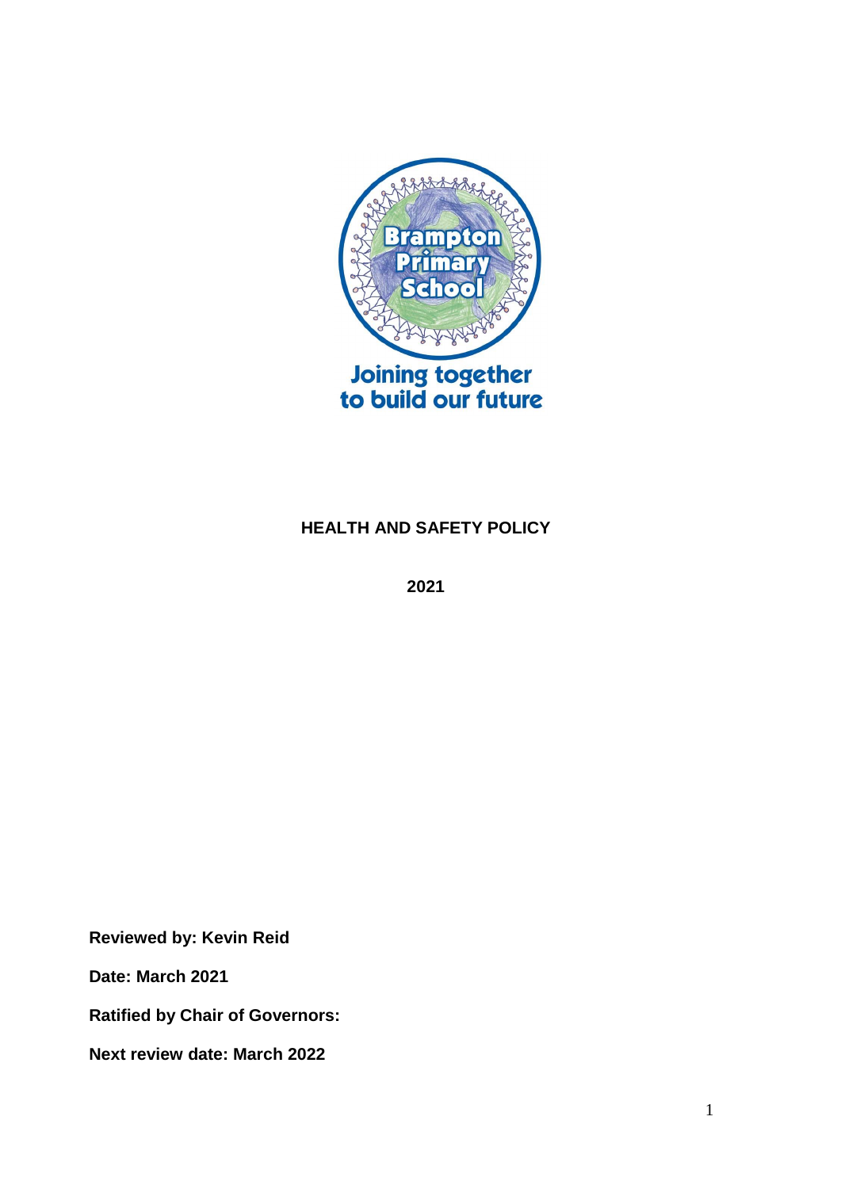Brampton Primary School

Joining together to build our future

**HEALTH AND SAFETY POLICY**

**2021**

**Reviewed by: Kevin Reid**

**Date: March 2021**

**Ratified by Chair of Governors:**

**Next review date: March 2022**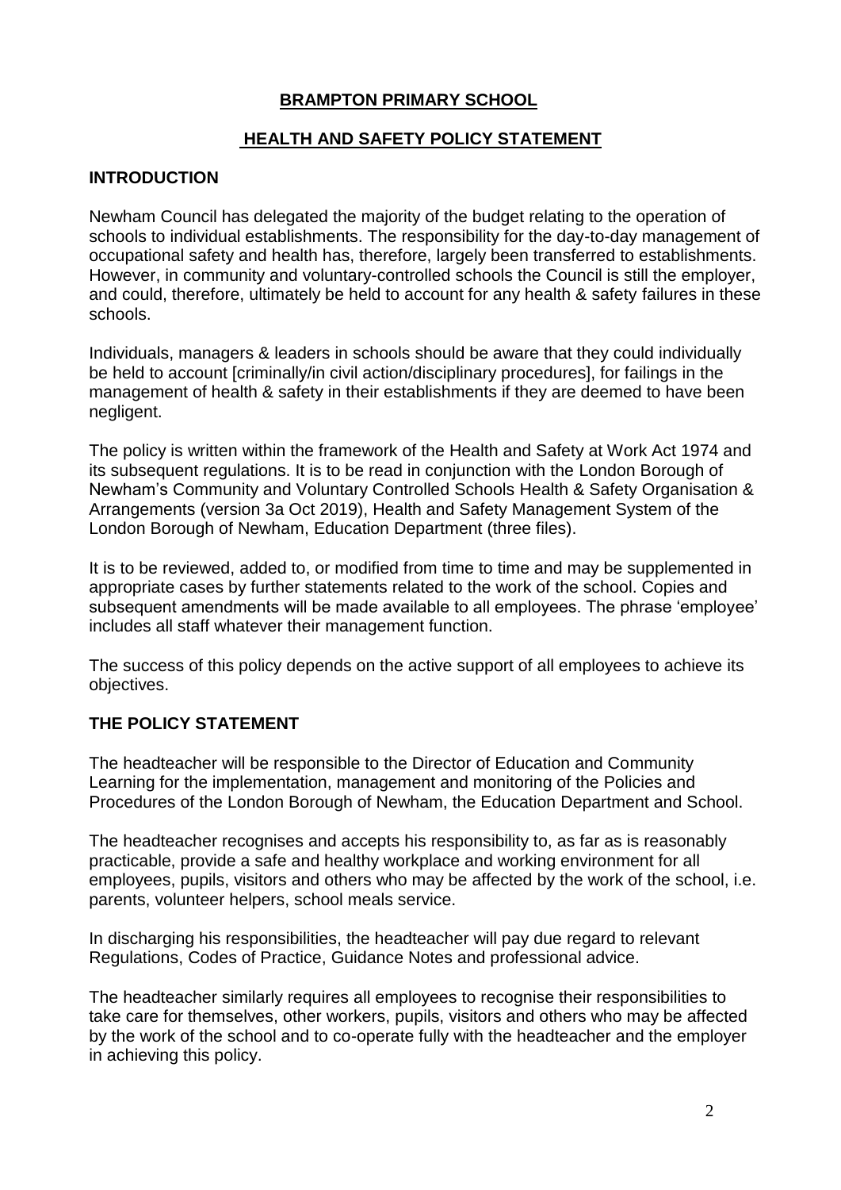# BRAMPTON PRIMARY SCHOOL

## HEALTH AND SAFETY POLICY STATEMENT

### INTRODUCTION

Newham Council has delegated the majority of the budget relating to the operation of schools to individual establishments. The responsibility for the day-to-day management of occupational safety and health has, therefore, largely been transferred to establishments. However, in community and voluntary-controlled schools the Council is still the employer, and could, therefore, ultimately be held to account for any health & safety failures in these schools.

Individuals, managers & leaders in schools should be aware that they could individually be held to account [criminally/in civil action/disciplinary procedures], for failings in the management of health & safety in their establishments if they are deemed to have been negligent.

The policy is written within the framework of the Health and Safety at Work Act 1974 and its subsequent regulations. It is to be read in conjunction with the London Borough of Newham's Community and Voluntary Controlled Schools Health & Safety Organisation & Arrangements (version 3a Oct 2019), Health and Safety Management System of the London Borough of Newham, Education Department (three files).

It is to be reviewed, added to, or modified from time to time and may be supplemented in appropriate cases by further statements related to the work of the school. Copies and subsequent amendments will be made available to all employees. The phrase 'employee' includes all staff whatever their management function.

The success of this policy depends on the active support of all employees to achieve its objectives.

### THE POLICY STATEMENT

The headteacher will be responsible to the Director of Education and Community Learning for the implementation, management and monitoring of the Policies and Procedures of the London Borough of Newham, the Education Department and School.

The headteacher recognises and accepts his responsibility to, as far as is reasonably practicable, provide a safe and healthy workplace and working environment for all employees, pupils, visitors and others who may be affected by the work of the school, i.e. parents, volunteer helpers, school meals service.

In discharging his responsibilities, the headteacher will pay due regard to relevant Regulations, Codes of Practice, Guidance Notes and professional advice.

The headteacher similarly requires all employees to recognise their responsibilities to take care for themselves, other workers, pupils, visitors and others who may be affected by the work of the school and to co-operate fully with the headteacher and the employer in achieving this policy.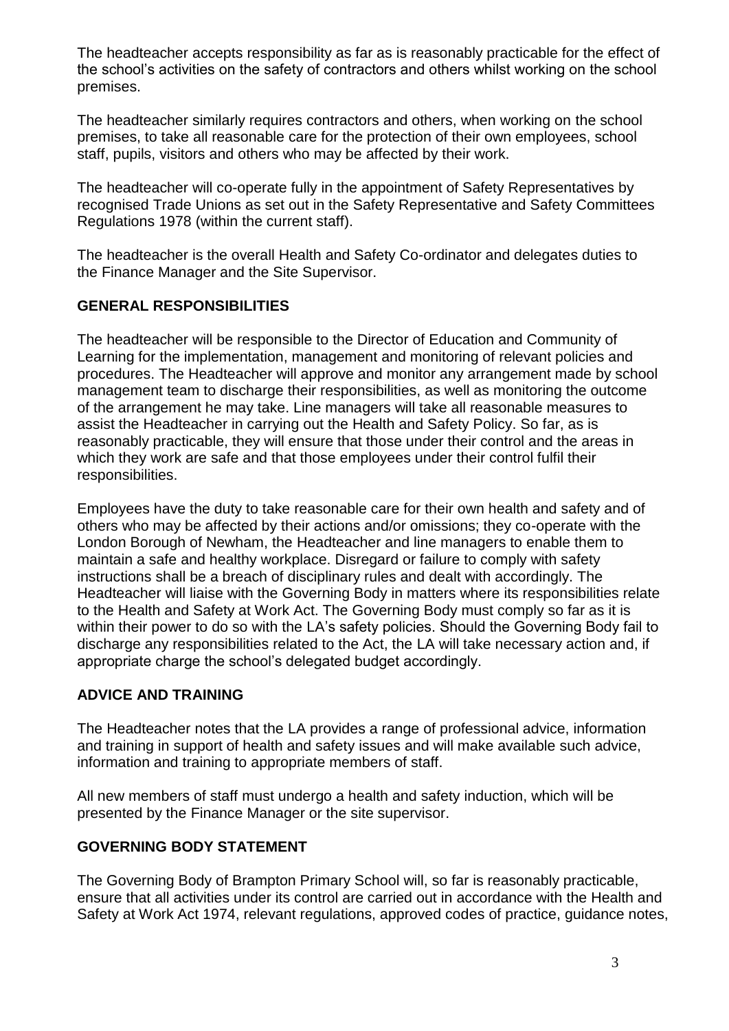The headteacher accepts responsibility as far as is reasonably practicable for the effect of the school's activities on the safety of contractors and others whilst working on the school premises.

The headteacher similarly requires contractors and others, when working on the school premises, to take all reasonable care for the protection of their own employees, school staff, pupils, visitors and others who may be affected by their work.

The headteacher will co-operate fully in the appointment of Safety Representatives by recognised Trade Unions as set out in the Safety Representative and Safety Committees Regulations 1978 (within the current staff).

The headteacher is the overall Health and Safety Co-ordinator and delegates duties to the Finance Manager and the Site Supervisor.

## GENERAL RESPONSIBILITIES

The headteacher will be responsible to the Director of Education and Community of Learning for the implementation, management and monitoring of relevant policies and procedures. The Headteacher will approve and monitor any arrangement made by school management team to discharge their responsibilities, as well as monitoring the outcome of the arrangement he may take. Line managers will take all reasonable measures to assist the Headteacher in carrying out the Health and Safety Policy. So far, as is reasonably practicable, they will ensure that those under their control and the areas in which they work are safe and that those employees under their control fulfil their responsibilities.

Employees have the duty to take reasonable care for their own health and safety and of others who may be affected by their actions and/or omissions; they co-operate with the London Borough of Newham, the Headteacher and line managers to enable them to maintain a safe and healthy workplace. Disregard or failure to comply with safety instructions shall be a breach of disciplinary rules and dealt with accordingly. The Headteacher will liaise with the Governing Body in matters where its responsibilities relate to the Health and Safety at Work Act. The Governing Body must comply so far as it is within their power to do so with the LA's safety policies. Should the Governing Body fail to discharge any responsibilities related to the Act, the LA will take necessary action and, if appropriate charge the school's delegated budget accordingly.

## ADVICE AND TRAINING

The Headteacher notes that the LA provides a range of professional advice, information and training in support of health and safety issues and will make available such advice, information and training to appropriate members of staff.

All new members of staff must undergo a health and safety induction, which will be presented by the Finance Manager or the site supervisor.

## GOVERNING BODY STATEMENT

The Governing Body of Brampton Primary School will, so far is reasonably practicable, ensure that all activities under its control are carried out in accordance with the Health and Safety at Work Act 1974, relevant regulations, approved codes of practice, guidance notes,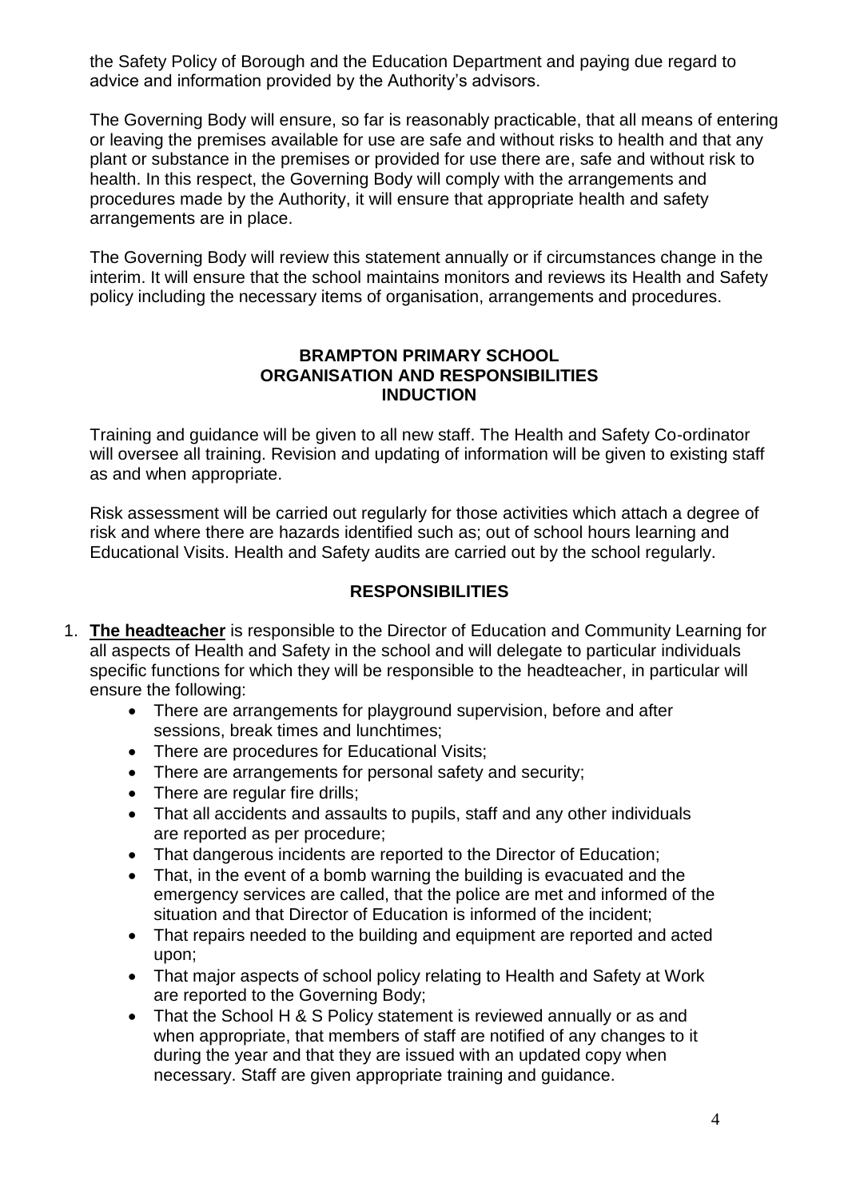the Safety Policy of Borough and the Education Department and paying due regard to advice and information provided by the Authority's advisors.

The Governing Body will ensure, so far is reasonably practicable, that all means of entering or leaving the premises available for use are safe and without risks to health and that any plant or substance in the premises or provided for use there are, safe and without risk to health. In this respect, the Governing Body will comply with the arrangements and procedures made by the Authority, it will ensure that appropriate health and safety arrangements are in place.

The Governing Body will review this statement annually or if circumstances change in the interim. It will ensure that the school maintains monitors and reviews its Health and Safety policy including the necessary items of organisation, arrangements and procedures.

## BRAMPTON PRIMARY SCHOOL
## ORGANISATION AND RESPONSIBILITIES
## INDUCTION

Training and guidance will be given to all new staff. The Health and Safety Co-ordinator will oversee all training. Revision and updating of information will be given to existing staff as and when appropriate.

Risk assessment will be carried out regularly for those activities which attach a degree of risk and where there are hazards identified such as; out of school hours learning and Educational Visits. Health and Safety audits are carried out by the school regularly.

## RESPONSIBILITIES

1. **The headteacher** is responsible to the Director of Education and Community Learning for all aspects of Health and Safety in the school and will delegate to particular individuals specific functions for which they will be responsible to the headteacher, in particular will ensure the following:
    - There are arrangements for playground supervision, before and after sessions, break times and lunchtimes;
    - There are procedures for Educational Visits;
    - There are arrangements for personal safety and security;
    - There are regular fire drills;
    - That all accidents and assaults to pupils, staff and any other individuals are reported as per procedure;
    - That dangerous incidents are reported to the Director of Education;
    - That, in the event of a bomb warning the building is evacuated and the emergency services are called, that the police are met and informed of the situation and that Director of Education is informed of the incident;
    - That repairs needed to the building and equipment are reported and acted upon;
    - That major aspects of school policy relating to Health and Safety at Work are reported to the Governing Body;
    - That the School H & S Policy statement is reviewed annually or as and when appropriate, that members of staff are notified of any changes to it during the year and that they are issued with an updated copy when necessary. Staff are given appropriate training and guidance.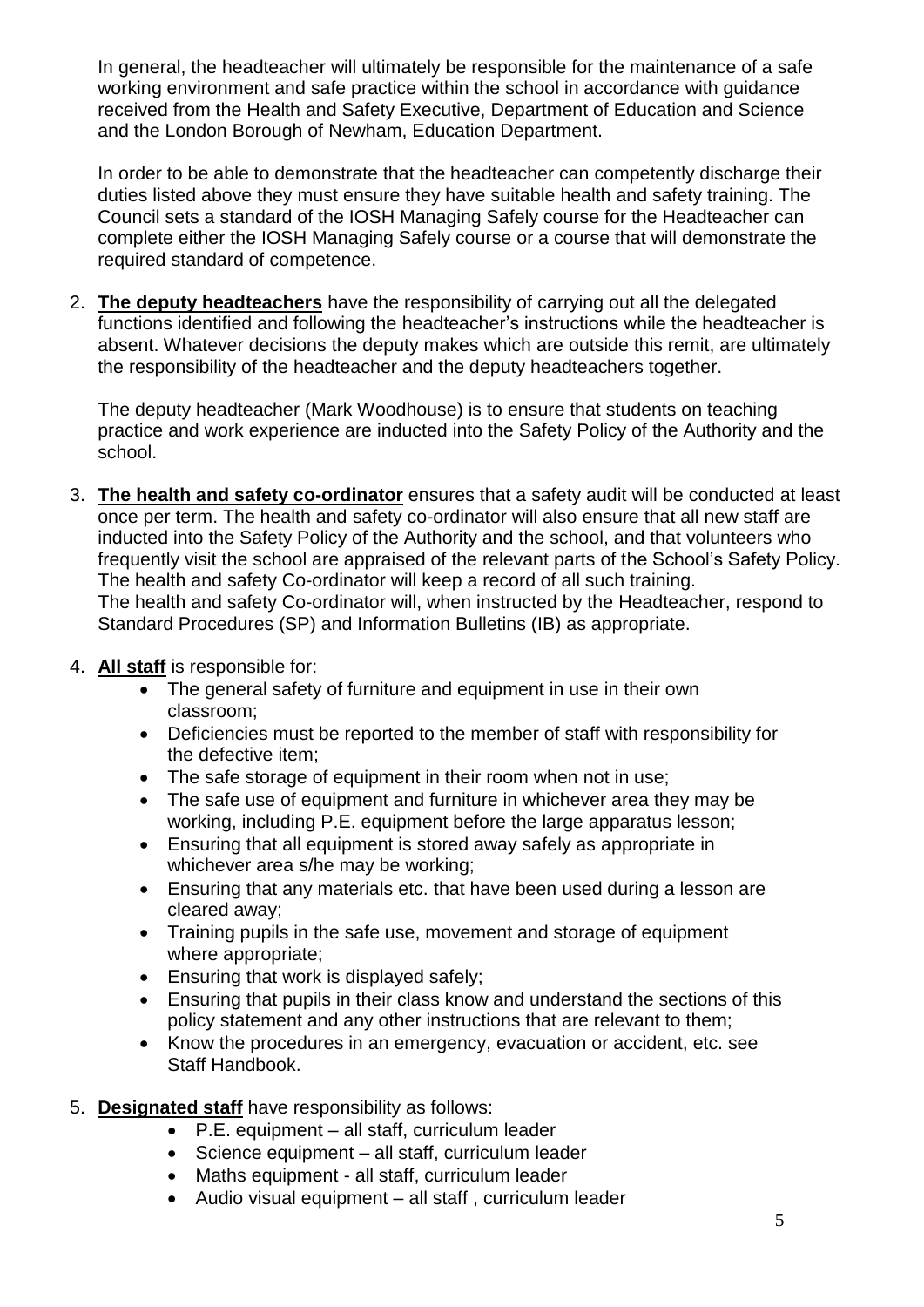In general, the headteacher will ultimately be responsible for the maintenance of a safe working environment and safe practice within the school in accordance with guidance received from the Health and Safety Executive, Department of Education and Science and the London Borough of Newham, Education Department.

In order to be able to demonstrate that the headteacher can competently discharge their duties listed above they must ensure they have suitable health and safety training. The Council sets a standard of the IOSH Managing Safely course for the Headteacher can complete either the IOSH Managing Safely course or a course that will demonstrate the required standard of competence.

2. **The deputy headteachers** have the responsibility of carrying out all the delegated functions identified and following the headteacher's instructions while the headteacher is absent. Whatever decisions the deputy makes which are outside this remit, are ultimately the responsibility of the headteacher and the deputy headteachers together.

   The deputy headteacher (Mark Woodhouse) is to ensure that students on teaching practice and work experience are inducted into the Safety Policy of the Authority and the school.

3. **The health and safety co-ordinator** ensures that a safety audit will be conducted at least once per term. The health and safety co-ordinator will also ensure that all new staff are inducted into the Safety Policy of the Authority and the school, and that volunteers who frequently visit the school are appraised of the relevant parts of the School's Safety Policy. The health and safety Co-ordinator will keep a record of all such training.
   The health and safety Co-ordinator will, when instructed by the Headteacher, respond to Standard Procedures (SP) and Information Bulletins (IB) as appropriate.

4. **All staff** is responsible for:
   - The general safety of furniture and equipment in use in their own classroom;
   - Deficiencies must be reported to the member of staff with responsibility for the defective item;
   - The safe storage of equipment in their room when not in use;
   - The safe use of equipment and furniture in whichever area they may be working, including P.E. equipment before the large apparatus lesson;
   - Ensuring that all equipment is stored away safely as appropriate in whichever area s/he may be working;
   - Ensuring that any materials etc. that have been used during a lesson are cleared away;
   - Training pupils in the safe use, movement and storage of equipment where appropriate;
   - Ensuring that work is displayed safely;
   - Ensuring that pupils in their class know and understand the sections of this policy statement and any other instructions that are relevant to them;
   - Know the procedures in an emergency, evacuation or accident, etc. see Staff Handbook.

5. **Designated staff** have responsibility as follows:
   - P.E. equipment – all staff, curriculum leader
   - Science equipment – all staff, curriculum leader
   - Maths equipment - all staff, curriculum leader
   - Audio visual equipment – all staff , curriculum leader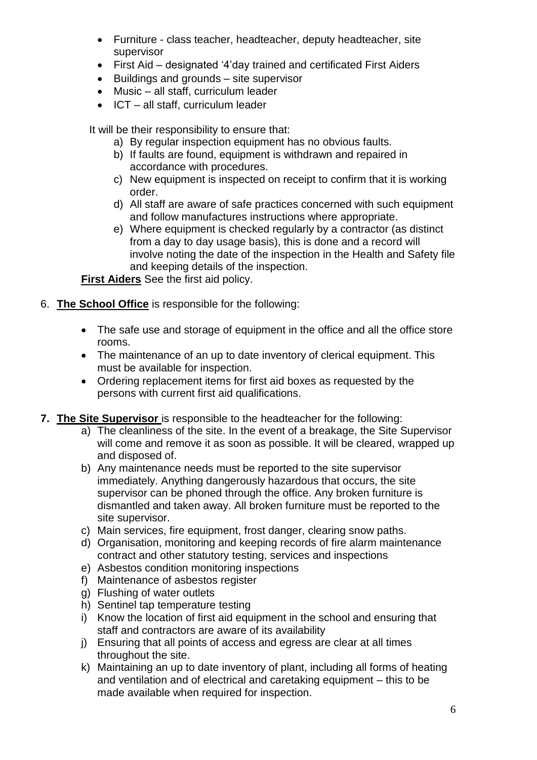- Furniture - class teacher, headteacher, deputy headteacher, site supervisor
- First Aid – designated '4'day trained and certificated First Aiders
- Buildings and grounds – site supervisor
- Music – all staff, curriculum leader
- ICT – all staff, curriculum leader

It will be their responsibility to ensure that:

a) By regular inspection equipment has no obvious faults.
b) If faults are found, equipment is withdrawn and repaired in accordance with procedures.
c) New equipment is inspected on receipt to confirm that it is working order.
d) All staff are aware of safe practices concerned with such equipment and follow manufactures instructions where appropriate.
e) Where equipment is checked regularly by a contractor (as distinct from a day to day usage basis), this is done and a record will involve noting the date of the inspection in the Health and Safety file and keeping details of the inspection.

**First Aiders** See the first aid policy.

6. **The School Office** is responsible for the following:

   - The safe use and storage of equipment in the office and all the office store rooms.
   - The maintenance of an up to date inventory of clerical equipment. This must be available for inspection.
   - Ordering replacement items for first aid boxes as requested by the persons with current first aid qualifications.

7. **The Site Supervisor** is responsible to the headteacher for the following:

   a) The cleanliness of the site. In the event of a breakage, the Site Supervisor will come and remove it as soon as possible. It will be cleared, wrapped up and disposed of.
   b) Any maintenance needs must be reported to the site supervisor immediately. Anything dangerously hazardous that occurs, the site supervisor can be phoned through the office. Any broken furniture is dismantled and taken away. All broken furniture must be reported to the site supervisor.
   c) Main services, fire equipment, frost danger, clearing snow paths.
   d) Organisation, monitoring and keeping records of fire alarm maintenance contract and other statutory testing, services and inspections
   e) Asbestos condition monitoring inspections
   f) Maintenance of asbestos register
   g) Flushing of water outlets
   h) Sentinel tap temperature testing
   i) Know the location of first aid equipment in the school and ensuring that staff and contractors are aware of its availability
   j) Ensuring that all points of access and egress are clear at all times throughout the site.
   k) Maintaining an up to date inventory of plant, including all forms of heating and ventilation and of electrical and caretaking equipment – this to be made available when required for inspection.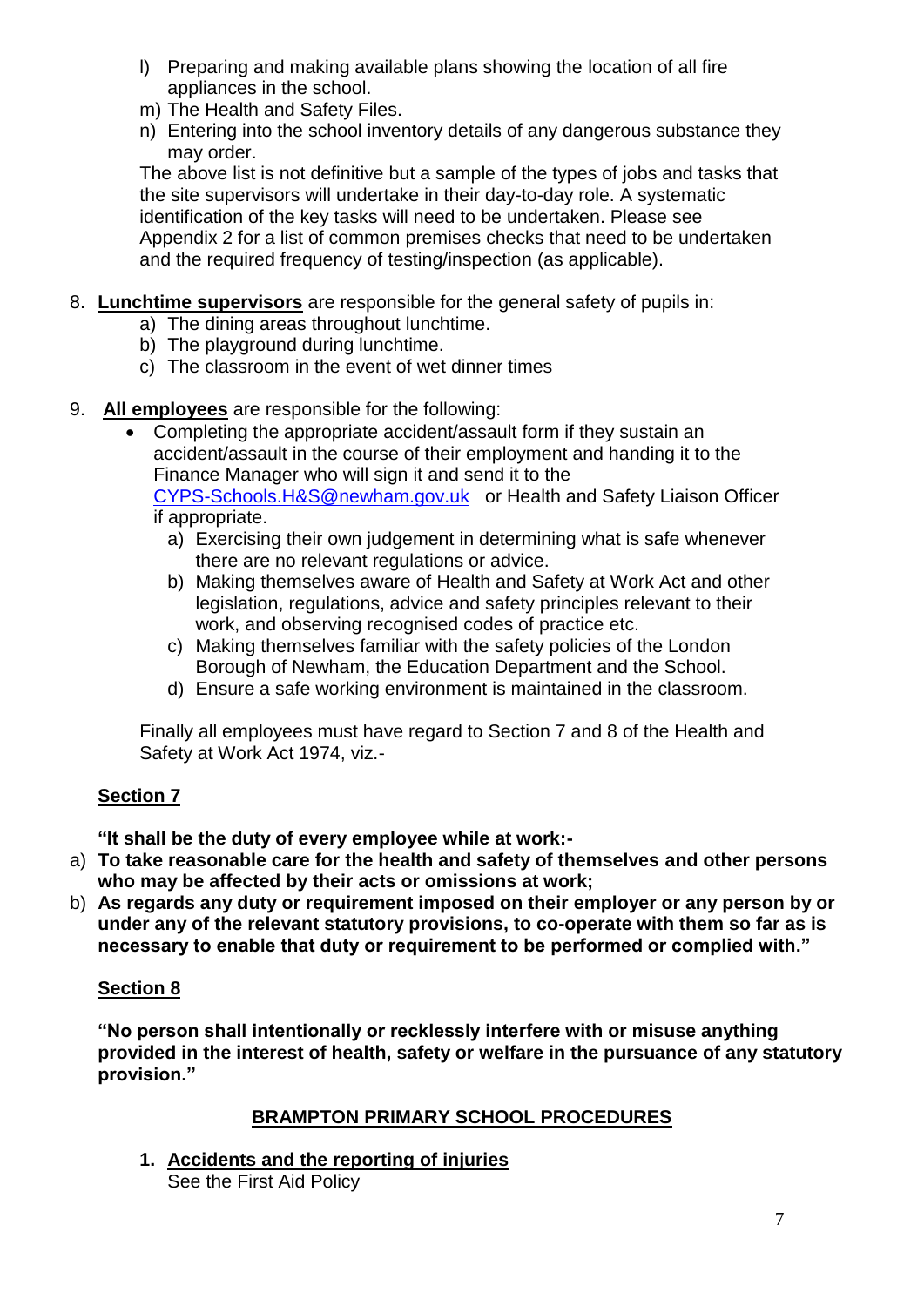l) Preparing and making available plans showing the location of all fire appliances in the school.
m) The Health and Safety Files.
n) Entering into the school inventory details of any dangerous substance they may order.

The above list is not definitive but a sample of the types of jobs and tasks that the site supervisors will undertake in their day-to-day role. A systematic identification of the key tasks will need to be undertaken. Please see Appendix 2 for a list of common premises checks that need to be undertaken and the required frequency of testing/inspection (as applicable).

8. **Lunchtime supervisors** are responsible for the general safety of pupils in:
   a) The dining areas throughout lunchtime.
   b) The playground during lunchtime.
   c) The classroom in the event of wet dinner times

9. **All employees** are responsible for the following:
   - Completing the appropriate accident/assault form if they sustain an accident/assault in the course of their employment and handing it to the Finance Manager who will sign it and send it to the CYPS-Schools.H&S@newham.gov.uk or Health and Safety Liaison Officer if appropriate.
     a) Exercising their own judgement in determining what is safe whenever there are no relevant regulations or advice.
     b) Making themselves aware of Health and Safety at Work Act and other legislation, regulations, advice and safety principles relevant to their work, and observing recognised codes of practice etc.
     c) Making themselves familiar with the safety policies of the London Borough of Newham, the Education Department and the School.
     d) Ensure a safe working environment is maintained in the classroom.

   Finally all employees must have regard to Section 7 and 8 of the Health and Safety at Work Act 1974, viz.-

**Section 7**

**"It shall be the duty of every employee while at work:-**

a) **To take reasonable care for the health and safety of themselves and other persons who may be affected by their acts or omissions at work;**
b) **As regards any duty or requirement imposed on their employer or any person by or under any of the relevant statutory provisions, to co-operate with them so far as is necessary to enable that duty or requirement to be performed or complied with."**

**Section 8**

**"No person shall intentionally or recklessly interfere with or misuse anything provided in the interest of health, safety or welfare in the pursuance of any statutory provision."**

## BRAMPTON PRIMARY SCHOOL PROCEDURES

1. **Accidents and the reporting of injuries**
   See the First Aid Policy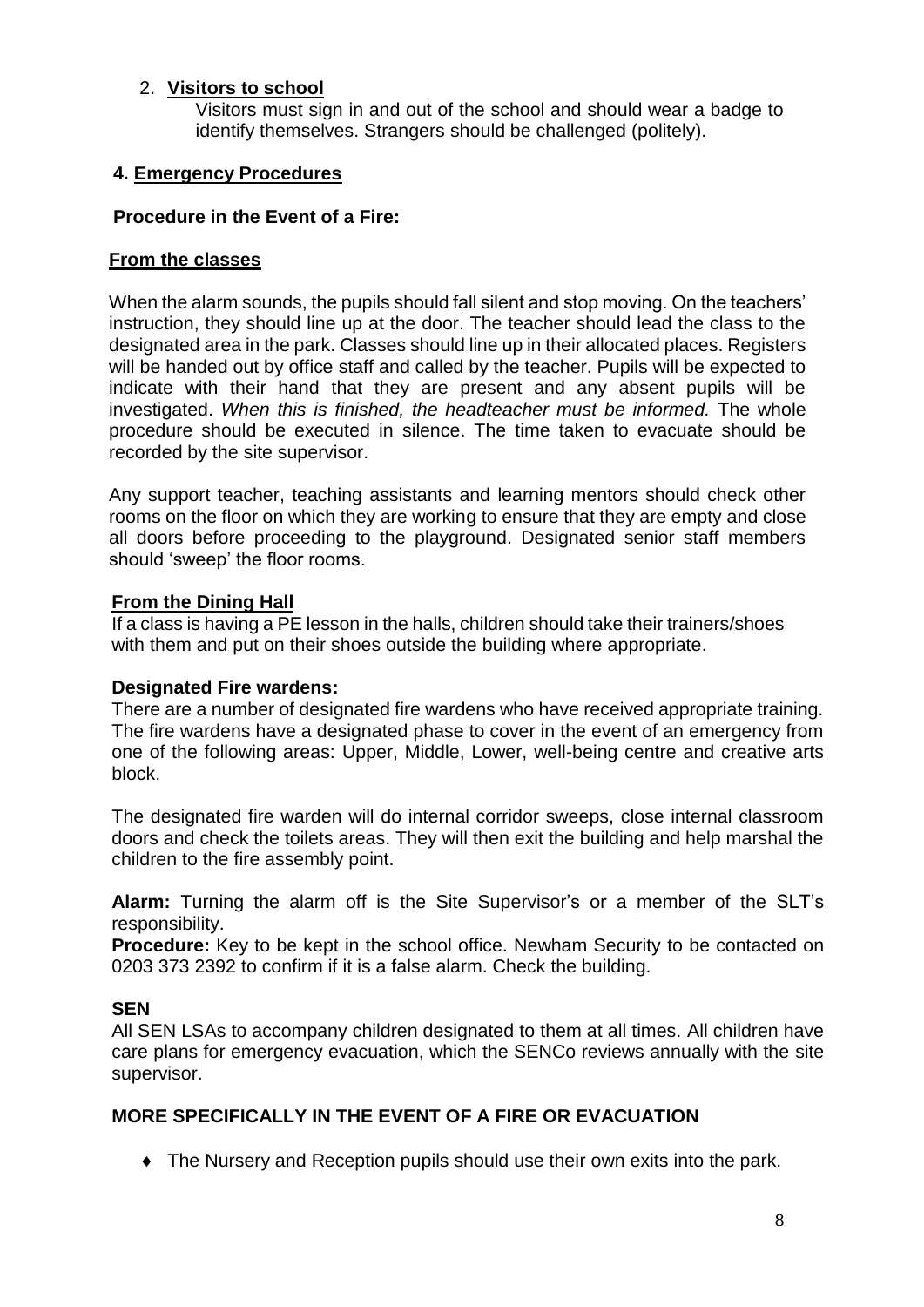2. **Visitors to school**

   Visitors must sign in and out of the school and should wear a badge to identify themselves. Strangers should be challenged (politely).

## 4. Emergency Procedures

**Procedure in the Event of a Fire:**

### From the classes

When the alarm sounds, the pupils should fall silent and stop moving. On the teachers' instruction, they should line up at the door. The teacher should lead the class to the designated area in the park. Classes should line up in their allocated places. Registers will be handed out by office staff and called by the teacher. Pupils will be expected to indicate with their hand that they are present and any absent pupils will be investigated. *When this is finished, the headteacher must be informed.* The whole procedure should be executed in silence. The time taken to evacuate should be recorded by the site supervisor.

Any support teacher, teaching assistants and learning mentors should check other rooms on the floor on which they are working to ensure that they are empty and close all doors before proceeding to the playground. Designated senior staff members should 'sweep' the floor rooms.

### From the Dining Hall

If a class is having a PE lesson in the halls, children should take their trainers/shoes with them and put on their shoes outside the building where appropriate.

**Designated Fire wardens:**

There are a number of designated fire wardens who have received appropriate training. The fire wardens have a designated phase to cover in the event of an emergency from one of the following areas: Upper, Middle, Lower, well-being centre and creative arts block.

The designated fire warden will do internal corridor sweeps, close internal classroom doors and check the toilets areas. They will then exit the building and help marshal the children to the fire assembly point.

**Alarm:** Turning the alarm off is the Site Supervisor's or a member of the SLT's responsibility.

**Procedure:** Key to be kept in the school office. Newham Security to be contacted on 0203 373 2392 to confirm if it is a false alarm. Check the building.

**SEN**

All SEN LSAs to accompany children designated to them at all times. All children have care plans for emergency evacuation, which the SENCo reviews annually with the site supervisor.

**MORE SPECIFICALLY IN THE EVENT OF A FIRE OR EVACUATION**

- The Nursery and Reception pupils should use their own exits into the park.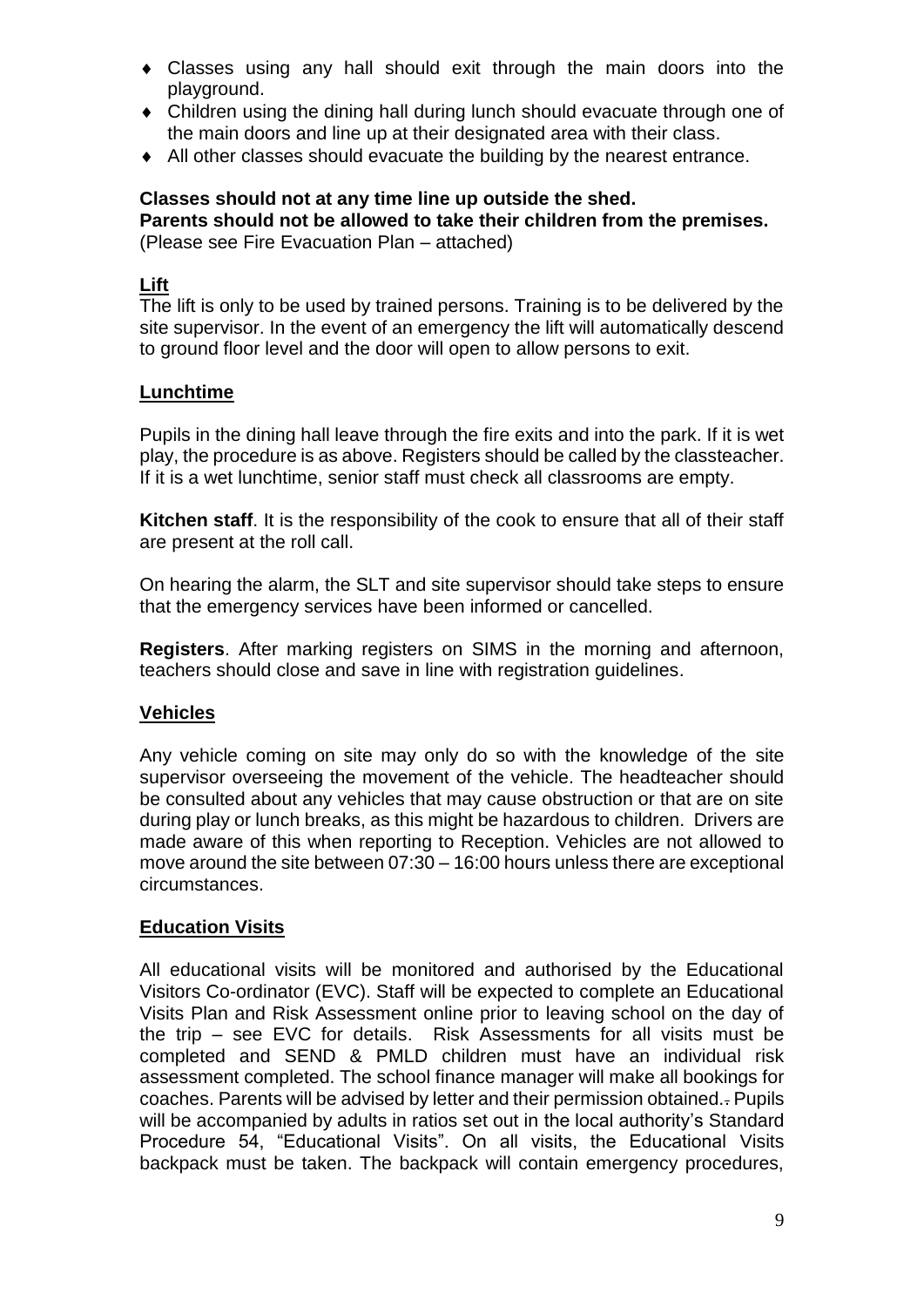- Classes using any hall should exit through the main doors into the playground.
- Children using the dining hall during lunch should evacuate through one of the main doors and line up at their designated area with their class.
- All other classes should evacuate the building by the nearest entrance.

**Classes should not at any time line up outside the shed.**
**Parents should not be allowed to take their children from the premises.**
(Please see Fire Evacuation Plan – attached)

**Lift**

The lift is only to be used by trained persons. Training is to be delivered by the site supervisor. In the event of an emergency the lift will automatically descend to ground floor level and the door will open to allow persons to exit.

**Lunchtime**

Pupils in the dining hall leave through the fire exits and into the park. If it is wet play, the procedure is as above. Registers should be called by the classteacher. If it is a wet lunchtime, senior staff must check all classrooms are empty.

**Kitchen staff**. It is the responsibility of the cook to ensure that all of their staff are present at the roll call.

On hearing the alarm, the SLT and site supervisor should take steps to ensure that the emergency services have been informed or cancelled.

**Registers**. After marking registers on SIMS in the morning and afternoon, teachers should close and save in line with registration guidelines.

**Vehicles**

Any vehicle coming on site may only do so with the knowledge of the site supervisor overseeing the movement of the vehicle. The headteacher should be consulted about any vehicles that may cause obstruction or that are on site during play or lunch breaks, as this might be hazardous to children. Drivers are made aware of this when reporting to Reception. Vehicles are not allowed to move around the site between 07:30 – 16:00 hours unless there are exceptional circumstances.

**Education Visits**

All educational visits will be monitored and authorised by the Educational Visitors Co-ordinator (EVC). Staff will be expected to complete an Educational Visits Plan and Risk Assessment online prior to leaving school on the day of the trip – see EVC for details. Risk Assessments for all visits must be completed and SEND & PMLD children must have an individual risk assessment completed. The school finance manager will make all bookings for coaches. Parents will be advised by letter and their permission obtained. Pupils will be accompanied by adults in ratios set out in the local authority's Standard Procedure 54, "Educational Visits". On all visits, the Educational Visits backpack must be taken. The backpack will contain emergency procedures,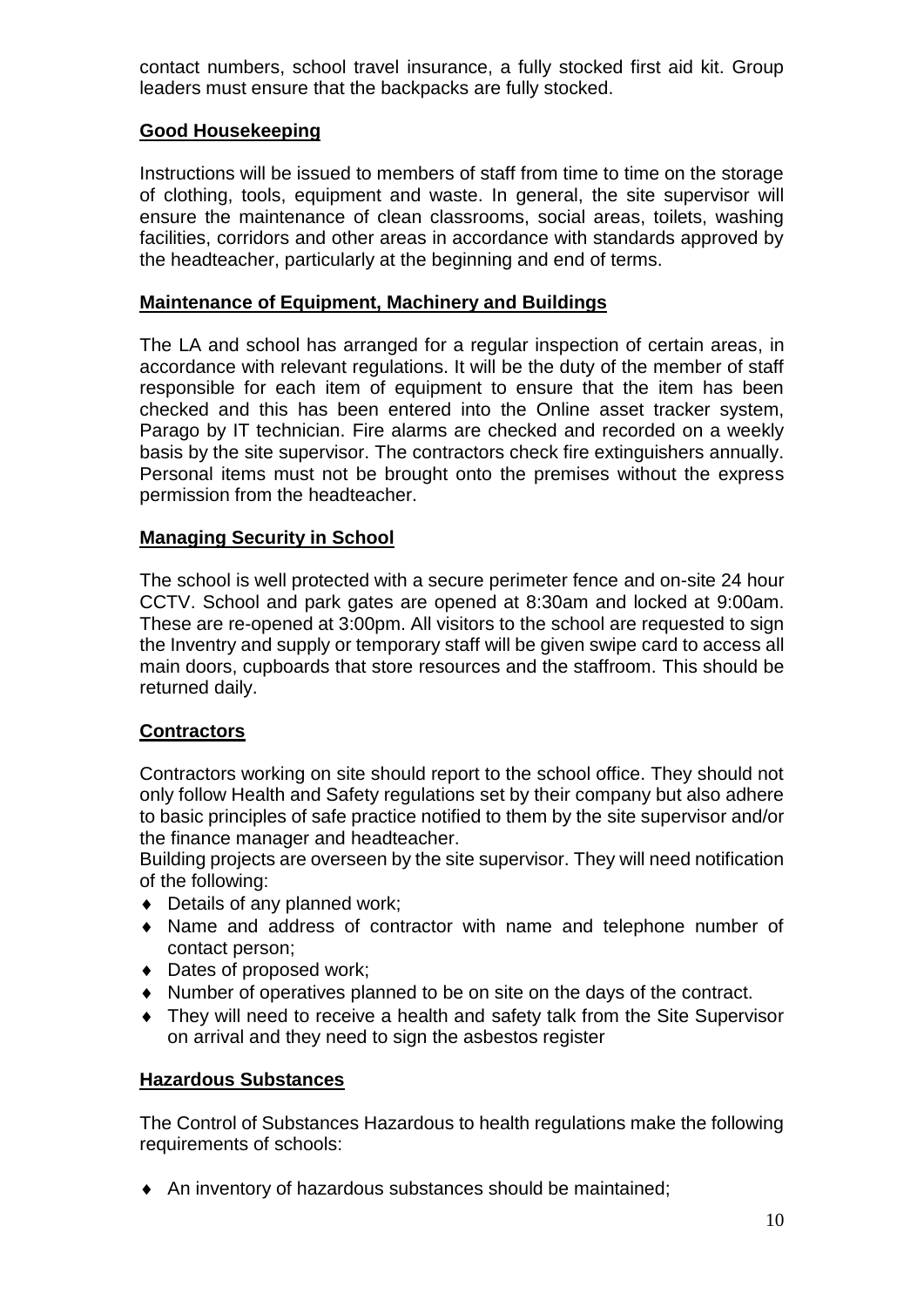contact numbers, school travel insurance, a fully stocked first aid kit. Group leaders must ensure that the backpacks are fully stocked.

## Good Housekeeping

Instructions will be issued to members of staff from time to time on the storage of clothing, tools, equipment and waste. In general, the site supervisor will ensure the maintenance of clean classrooms, social areas, toilets, washing facilities, corridors and other areas in accordance with standards approved by the headteacher, particularly at the beginning and end of terms.

## Maintenance of Equipment, Machinery and Buildings

The LA and school has arranged for a regular inspection of certain areas, in accordance with relevant regulations. It will be the duty of the member of staff responsible for each item of equipment to ensure that the item has been checked and this has been entered into the Online asset tracker system, Parago by IT technician. Fire alarms are checked and recorded on a weekly basis by the site supervisor. The contractors check fire extinguishers annually. Personal items must not be brought onto the premises without the express permission from the headteacher.

## Managing Security in School

The school is well protected with a secure perimeter fence and on-site 24 hour CCTV. School and park gates are opened at 8:30am and locked at 9:00am. These are re-opened at 3:00pm. All visitors to the school are requested to sign the Inventry and supply or temporary staff will be given swipe card to access all main doors, cupboards that store resources and the staffroom. This should be returned daily.

## Contractors

Contractors working on site should report to the school office. They should not only follow Health and Safety regulations set by their company but also adhere to basic principles of safe practice notified to them by the site supervisor and/or the finance manager and headteacher.

Building projects are overseen by the site supervisor. They will need notification of the following:

- Details of any planned work;
- Name and address of contractor with name and telephone number of contact person;
- Dates of proposed work;
- Number of operatives planned to be on site on the days of the contract.
- They will need to receive a health and safety talk from the Site Supervisor on arrival and they need to sign the asbestos register

## Hazardous Substances

The Control of Substances Hazardous to health regulations make the following requirements of schools:

- An inventory of hazardous substances should be maintained;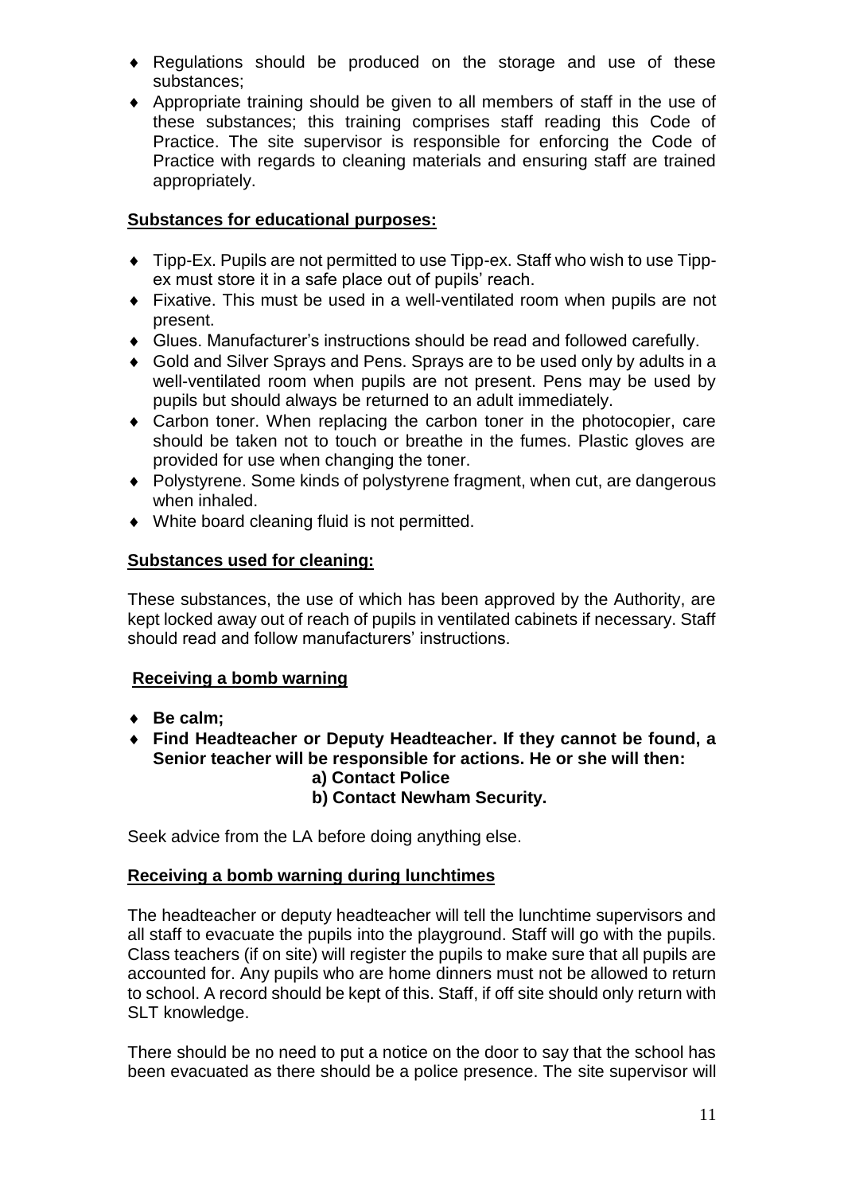- Regulations should be produced on the storage and use of these substances;
- Appropriate training should be given to all members of staff in the use of these substances; this training comprises staff reading this Code of Practice. The site supervisor is responsible for enforcing the Code of Practice with regards to cleaning materials and ensuring staff are trained appropriately.

### Substances for educational purposes:

- Tipp-Ex. Pupils are not permitted to use Tipp-ex. Staff who wish to use Tipp-ex must store it in a safe place out of pupils' reach.
- Fixative. This must be used in a well-ventilated room when pupils are not present.
- Glues. Manufacturer's instructions should be read and followed carefully.
- Gold and Silver Sprays and Pens. Sprays are to be used only by adults in a well-ventilated room when pupils are not present. Pens may be used by pupils but should always be returned to an adult immediately.
- Carbon toner. When replacing the carbon toner in the photocopier, care should be taken not to touch or breathe in the fumes. Plastic gloves are provided for use when changing the toner.
- Polystyrene. Some kinds of polystyrene fragment, when cut, are dangerous when inhaled.
- White board cleaning fluid is not permitted.

### Substances used for cleaning:

These substances, the use of which has been approved by the Authority, are kept locked away out of reach of pupils in ventilated cabinets if necessary. Staff should read and follow manufacturers' instructions.

### Receiving a bomb warning

- **Be calm;**
- **Find Headteacher or Deputy Headteacher. If they cannot be found, a Senior teacher will be responsible for actions. He or she will then:**
  - **a) Contact Police**
  - **b) Contact Newham Security.**

Seek advice from the LA before doing anything else.

### Receiving a bomb warning during lunchtimes

The headteacher or deputy headteacher will tell the lunchtime supervisors and all staff to evacuate the pupils into the playground. Staff will go with the pupils. Class teachers (if on site) will register the pupils to make sure that all pupils are accounted for. Any pupils who are home dinners must not be allowed to return to school. A record should be kept of this. Staff, if off site should only return with SLT knowledge.

There should be no need to put a notice on the door to say that the school has been evacuated as there should be a police presence. The site supervisor will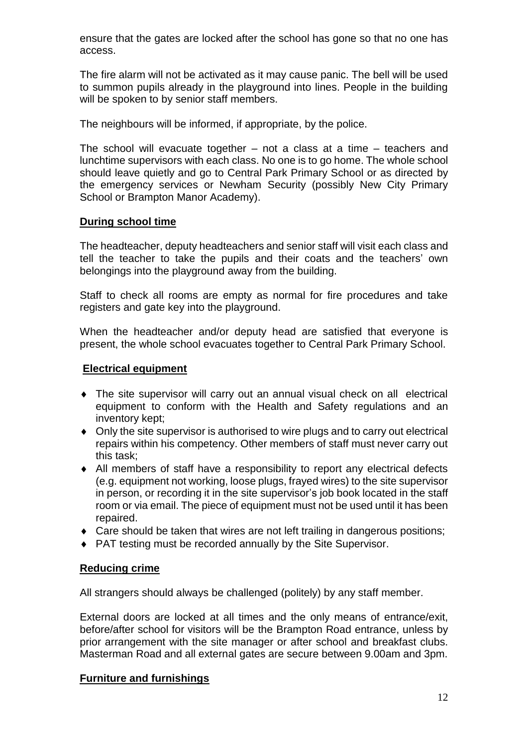ensure that the gates are locked after the school has gone so that no one has access.

The fire alarm will not be activated as it may cause panic. The bell will be used to summon pupils already in the playground into lines. People in the building will be spoken to by senior staff members.

The neighbours will be informed, if appropriate, by the police.

The school will evacuate together – not a class at a time – teachers and lunchtime supervisors with each class. No one is to go home. The whole school should leave quietly and go to Central Park Primary School or as directed by the emergency services or Newham Security (possibly New City Primary School or Brampton Manor Academy).

**During school time**

The headteacher, deputy headteachers and senior staff will visit each class and tell the teacher to take the pupils and their coats and the teachers' own belongings into the playground away from the building.

Staff to check all rooms are empty as normal for fire procedures and take registers and gate key into the playground.

When the headteacher and/or deputy head are satisfied that everyone is present, the whole school evacuates together to Central Park Primary School.

**Electrical equipment**

- The site supervisor will carry out an annual visual check on all electrical equipment to conform with the Health and Safety regulations and an inventory kept;
- Only the site supervisor is authorised to wire plugs and to carry out electrical repairs within his competency. Other members of staff must never carry out this task;
- All members of staff have a responsibility to report any electrical defects (e.g. equipment not working, loose plugs, frayed wires) to the site supervisor in person, or recording it in the site supervisor's job book located in the staff room or via email. The piece of equipment must not be used until it has been repaired.
- Care should be taken that wires are not left trailing in dangerous positions;
- PAT testing must be recorded annually the Site Supervisor.

**Reducing crime**

All strangers should always be challenged (politely) by any staff member.

External doors are locked at all times and the only means of entrance/exit, before/after school for visitors will be the Brampton Road entrance, unless by prior arrangement with the site manager or after school and breakfast clubs. Masterman Road and all external gates are secure between 9.00am and 3pm.

**Furniture and furnishings**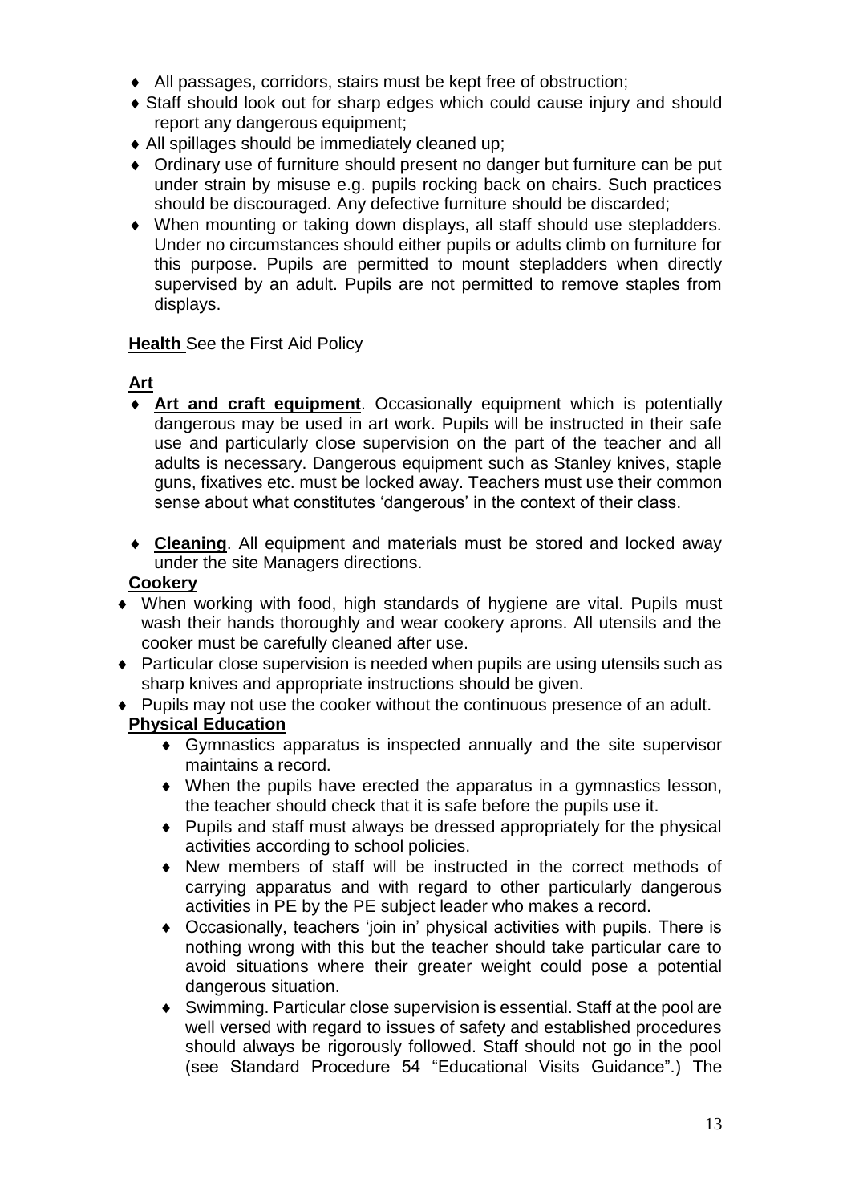- All passages, corridors, stairs must be kept free of obstruction;
- Staff should look out for sharp edges which could cause injury and should report any dangerous equipment;
- All spillages should be immediately cleaned up;
- Ordinary use of furniture should present no danger but furniture can be put under strain by misuse e.g. pupils rocking back on chairs. Such practices should be discouraged. Any defective furniture should be discarded;
- When mounting or taking down displays, all staff should use stepladders. Under no circumstances should either pupils or adults climb on furniture for this purpose. Pupils are permitted to mount stepladders when directly supervised by an adult. Pupils are not permitted to remove staples from displays.

**Health** See the First Aid Policy

**Art**

- **Art and craft equipment**. Occasionally equipment which is potentially dangerous may be used in art work. Pupils will be instructed in their safe use and particularly close supervision on the part of the teacher and all adults is necessary. Dangerous equipment such as Stanley knives, staple guns, fixatives etc. must be locked away. Teachers must use their common sense about what constitutes 'dangerous' in the context of their class.

- **Cleaning**. All equipment and materials must be stored and locked away under the site Managers directions.

**Cookery**

- When working with food, high standards of hygiene are vital. Pupils must wash their hands thoroughly and wear cookery aprons. All utensils and the cooker must be carefully cleaned after use.
- Particular close supervision is needed when pupils are using utensils such as sharp knives and appropriate instructions should be given.
- Pupils may not use the cooker without the continuous presence of an adult.

**Physical Education**

- Gymnastics apparatus is inspected annually and the site supervisor maintains a record.
- When the pupils have erected the apparatus in a gymnastics lesson, the teacher should check that it is safe before the pupils use it.
- Pupils and staff must always be dressed appropriately for the physical activities according to school policies.
- New members of staff will be instructed in the correct methods of carrying apparatus and with regard to other particularly dangerous activities in PE by the PE subject leader who makes a record.
- Occasionally, teachers 'join in' physical activities with pupils. There is nothing wrong with this but the teacher should take particular care to avoid situations where their greater weight could pose a potential dangerous situation.
- Swimming. Particular close supervision is essential. Staff at the pool are well versed with regard to issues of safety and established procedures should always be rigorously followed. Staff should not go in the pool (see Standard Procedure 54 "Educational Visits Guidance".) The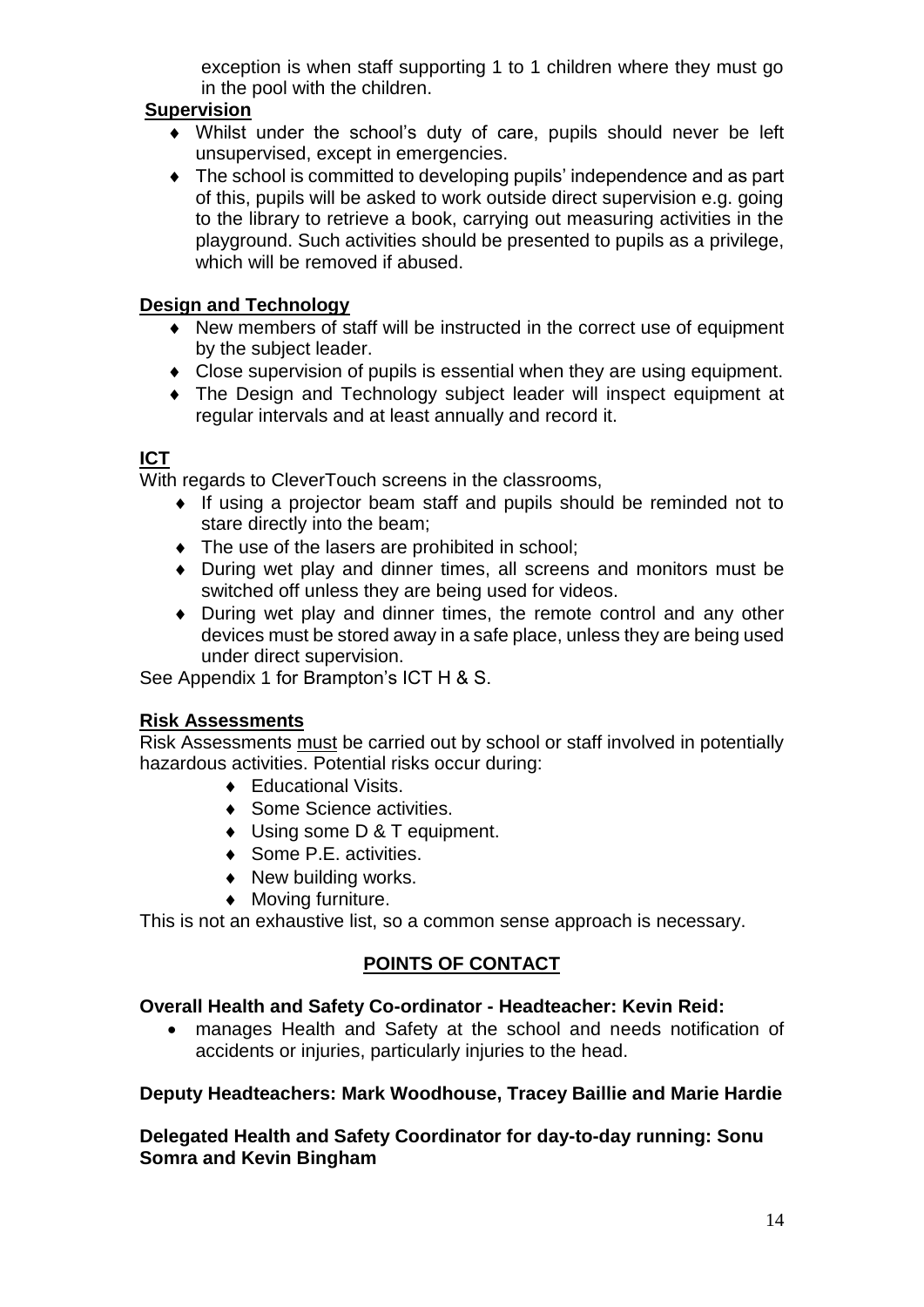exception is when staff supporting 1 to 1 children where they must go in the pool with the children.

**Supervision**

- Whilst under the school's duty of care, pupils should never be left unsupervised, except in emergencies.
- The school is committed to developing pupils' independence and as part of this, pupils will be asked to work outside direct supervision e.g. going to the library to retrieve a book, carrying out measuring activities in the playground. Such activities should be presented to pupils as a privilege, which will be removed if abused.

**Design and Technology**

- New members of staff will be instructed in the correct use of equipment by the subject leader.
- Close supervision of pupils is essential when they are using equipment.
- The Design and Technology subject leader will inspect equipment at regular intervals and at least annually and record it.

**ICT**

With regards to CleverTouch screens in the classrooms,

- If using a projector beam staff and pupils should be reminded not to stare directly into the beam;
- The use of the lasers are prohibited in school;
- During wet play and dinner times, all screens and monitors must be switched off unless they are being used for videos.
- During wet play and dinner times, the remote control and any other devices must be stored away in a safe place, unless they are being used under direct supervision.

See Appendix 1 for Brampton's ICT H & S.

**Risk Assessments**

Risk Assessments must be carried out by school or staff involved in potentially hazardous activities. Potential risks occur during:

- Educational Visits.
- Some Science activities.
- Using some D & T equipment.
- Some P.E. activities.
- New building works.
- Moving furniture.

This is not an exhaustive list, so a common sense approach is necessary.

## POINTS OF CONTACT

**Overall Health and Safety Co-ordinator - Headteacher: Kevin Reid:**

- manages Health and Safety at the school and needs notification of accidents or injuries, particularly injuries to the head.

**Deputy Headteachers: Mark Woodhouse, Tracey Baillie and Marie Hardie**

**Delegated Health and Safety Coordinator for day-to-day running: Sonu Somra and Kevin Bingham**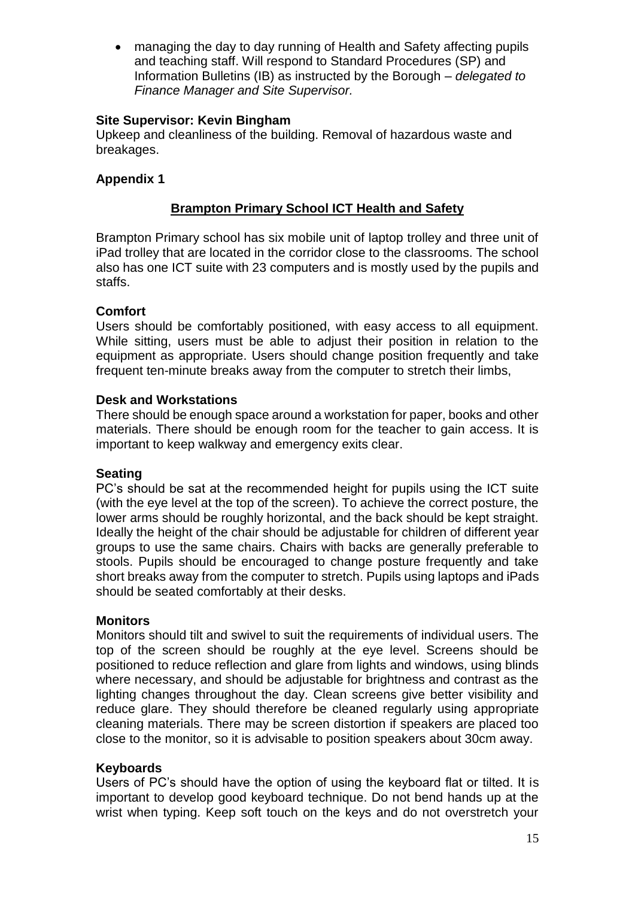- managing the day to day running of Health and Safety affecting pupils and teaching staff. Will respond to Standard Procedures (SP) and Information Bulletins (IB) as instructed by the Borough – *delegated to Finance Manager and Site Supervisor.*

**Site Supervisor: Kevin Bingham**

Upkeep and cleanliness of the building. Removal of hazardous waste and breakages.

## Appendix 1

### Brampton Primary School ICT Health and Safety

Brampton Primary school has six mobile unit of laptop trolley and three unit of iPad trolley that are located in the corridor close to the classrooms. The school also has one ICT suite with 23 computers and is mostly used by the pupils and staffs.

**Comfort**

Users should be comfortably positioned, with easy access to all equipment. While sitting, users must be able to adjust their position in relation to the equipment as appropriate. Users should change position frequently and take frequent ten-minute breaks away from the computer to stretch their limbs,

**Desk and Workstations**

There should be enough space around a workstation for paper, books and other materials. There should be enough room for the teacher to gain access. It is important to keep walkway and emergency exits clear.

**Seating**

PC's should be sat at the recommended height for pupils using the ICT suite (with the eye level at the top of the screen). To achieve the correct posture, the lower arms should be roughly horizontal, and the back should be kept straight. Ideally the height of the chair should be adjustable for children of different year groups to use the same chairs. Chairs with backs are generally preferable to stools. Pupils should be encouraged to change posture frequently and take short breaks away from the computer to stretch. Pupils using laptops and iPads should be seated comfortably at their desks.

**Monitors**

Monitors should tilt and swivel to suit the requirements of individual users. The top of the screen should be roughly at the eye level. Screens should be positioned to reduce reflection and glare from lights and windows, using blinds where necessary, and should be adjustable for brightness and contrast as the lighting changes throughout the day. Clean screens give better visibility and reduce glare. They should therefore be cleaned regularly using appropriate cleaning materials. There may be screen distortion if speakers are placed too close to the monitor, so it is advisable to position speakers about 30cm away.

**Keyboards**

Users of PC's should have the option of using the keyboard flat or tilted. It is important to develop good keyboard technique. Do not bend hands up at the wrist when typing. Keep soft touch on the keys and do not overstretch your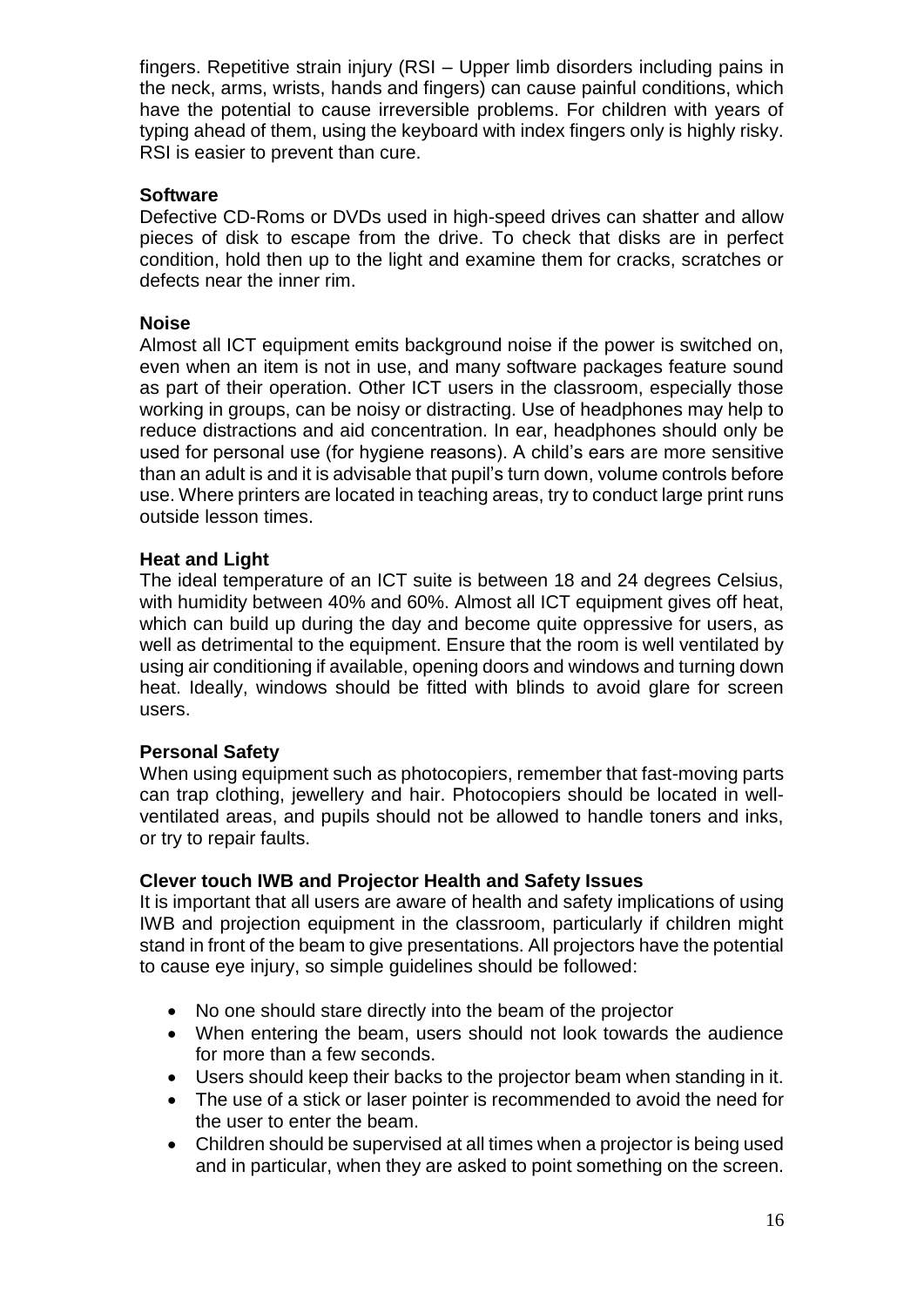fingers. Repetitive strain injury (RSI – Upper limb disorders including pains in the neck, arms, wrists, hands and fingers) can cause painful conditions, which have the potential to cause irreversible problems. For children with years of typing ahead of them, using the keyboard with index fingers only is highly risky. RSI is easier to prevent than cure.

**Software**

Defective CD-Roms or DVDs used in high-speed drives can shatter and allow pieces of disk to escape from the drive. To check that disks are in perfect condition, hold then up to the light and examine them for cracks, scratches or defects near the inner rim.

**Noise**

Almost all ICT equipment emits background noise if the power is switched on, even when an item is not in use, and many software packages feature sound as part of their operation. Other ICT users in the classroom, especially those working in groups, can be noisy or distracting. Use of headphones may help to reduce distractions and aid concentration. In ear, headphones should only be used for personal use (for hygiene reasons). A child's ears are more sensitive than an adult is and it is advisable that pupil's turn down, volume controls before use. Where printers are located in teaching areas, try to conduct large print runs outside lesson times.

**Heat and Light**

The ideal temperature of an ICT suite is between 18 and 24 degrees Celsius, with humidity between 40% and 60%. Almost all ICT equipment gives off heat, which can build up during the day and become quite oppressive for users, as well as detrimental to the equipment. Ensure that the room is well ventilated by using air conditioning if available, opening doors and windows and turning down heat. Ideally, windows should be fitted with blinds to avoid glare for screen users.

**Personal Safety**

When using equipment such as photocopiers, remember that fast-moving parts can trap clothing, jewellery and hair. Photocopiers should be located in well-ventilated areas, and pupils should not be allowed to handle toners and inks, or try to repair faults.

**Clever touch IWB and Projector Health and Safety Issues**

It is important that all users are aware of health and safety implications of using IWB and projection equipment in the classroom, particularly if children might stand in front of the beam to give presentations. All projectors have the potential to cause eye injury, so simple guidelines should be followed:

- No one should stare directly into the beam of the projector
- When entering the beam, users should not look towards the audience for more than a few seconds.
- Users should keep their backs to the projector beam when standing in it.
- The use of a stick or laser pointer is recommended to avoid the need for the user to enter the beam.
- Children should be supervised at all times when a projector is being used and in particular, when they are asked to point something on the screen.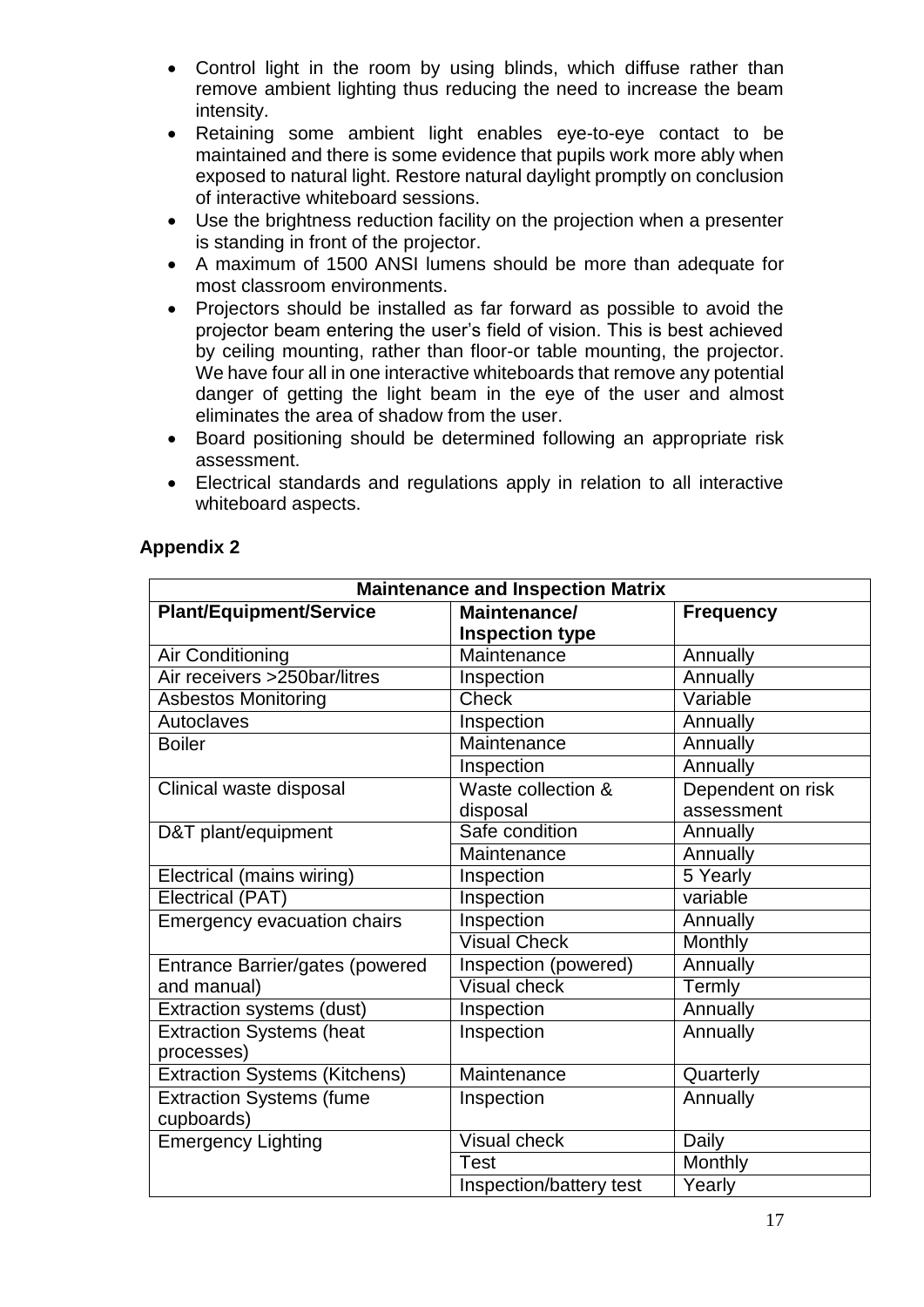- Control light in the room by using blinds, which diffuse rather than remove ambient lighting thus reducing the need to increase the beam intensity.
- Retaining some ambient light enables eye-to-eye contact to be maintained and there is some evidence that pupils work more ably when exposed to natural light. Restore natural daylight promptly on conclusion of interactive whiteboard sessions.
- Use the brightness reduction facility on the projection when a presenter is standing in front of the projector.
- A maximum of 1500 ANSI lumens should be more than adequate for most classroom environments.
- Projectors should be installed as far forward as possible to avoid the projector beam entering the user's field of vision. This is best achieved by ceiling mounting, rather than floor-or table mounting, the projector. We have four all in one interactive whiteboards that remove any potential danger of getting the light beam in the eye of the user and almost eliminates the area of shadow from the user.
- Board positioning should be determined following an appropriate risk assessment.
- Electrical standards and regulations apply in relation to all interactive whiteboard aspects.

## Appendix 2

| Maintenance and Inspection Matrix | | |
|---|---|---|
| **Plant/Equipment/Service** | **Maintenance/ Inspection type** | **Frequency** |
| Air Conditioning | Maintenance | Annually |
| Air receivers >250bar/litres | Inspection | Annually |
| Asbestos Monitoring | Check | Variable |
| Autoclaves | Inspection | Annually |
| Boiler | Maintenance | Annually |
| | Inspection | Annually |
| Clinical waste disposal | Waste collection & disposal | Dependent on risk assessment |
| D&T plant/equipment | Safe condition | Annually |
| | Maintenance | Annually |
| Electrical (mains wiring) | Inspection | 5 Yearly |
| Electrical (PAT) | Inspection | variable |
| Emergency evacuation chairs | Inspection | Annually |
| | Visual Check | Monthly |
| Entrance Barrier/gates (powered and manual) | Inspection (powered) | Annually |
| | Visual check | Termly |
| Extraction systems (dust) | Inspection | Annually |
| Extraction Systems (heat processes) | Inspection | Annually |
| Extraction Systems (Kitchens) | Maintenance | Quarterly |
| Extraction Systems (fume cupboards) | Inspection | Annually |
| Emergency Lighting | Visual check | Daily |
| | Test | Monthly |
| | Inspection/battery test | Yearly |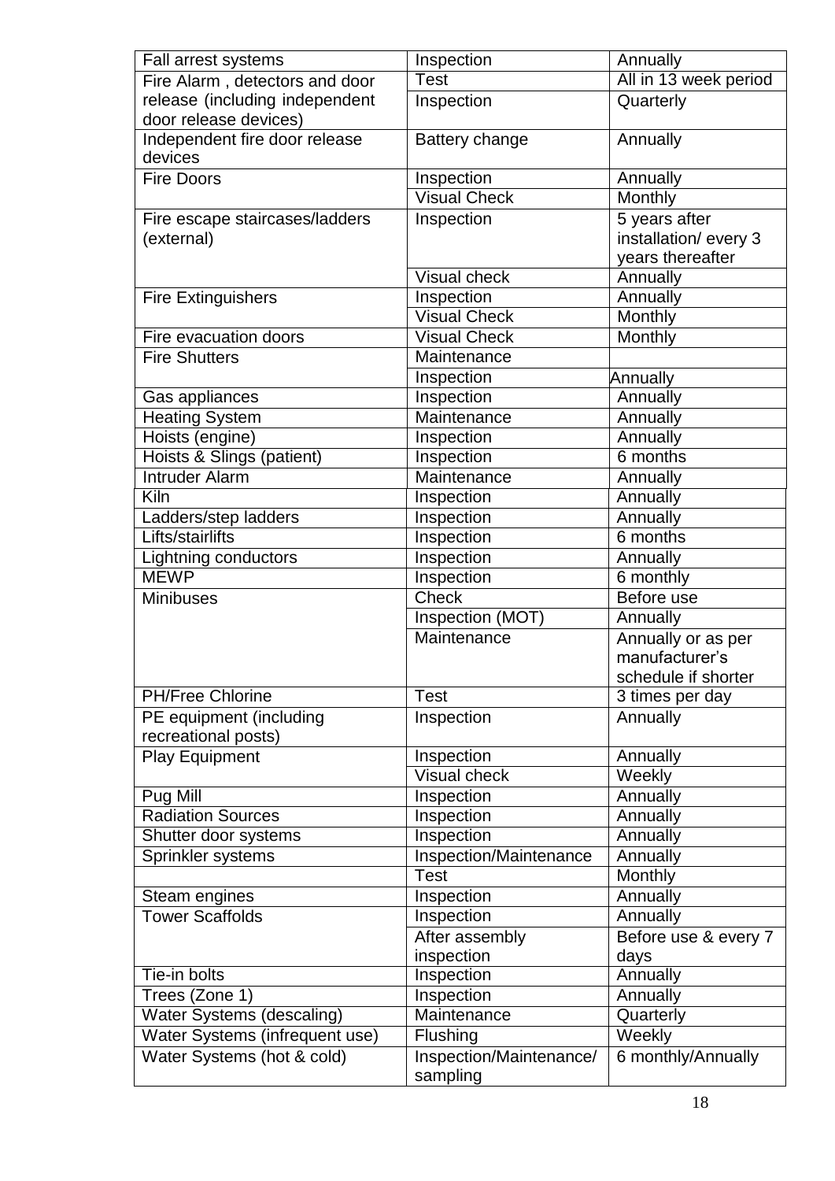| | | |
|---|---|---|
| Fall arrest systems | Inspection | Annually |
| Fire Alarm , detectors and door release (including independent door release devices) | Test | All in 13 week period |
| | Inspection | Quarterly |
| Independent fire door release devices | Battery change | Annually |
| Fire Doors | Inspection | Annually |
| | Visual Check | Monthly |
| Fire escape staircases/ladders (external) | Inspection | 5 years after installation/ every 3 years thereafter |
| | Visual check | Annually |
| Fire Extinguishers | Inspection | Annually |
| | Visual Check | Monthly |
| Fire evacuation doors | Visual Check | Monthly |
| Fire Shutters | Maintenance | |
| | Inspection | Annually |
| Gas appliances | Inspection | Annually |
| Heating System | Maintenance | Annually |
| Hoists (engine) | Inspection | Annually |
| Hoists & Slings (patient) | Inspection | 6 months |
| Intruder Alarm | Maintenance | Annually |
| Kiln | Inspection | Annually |
| Ladders/step ladders | Inspection | Annually |
| Lifts/stairlifts | Inspection | 6 months |
| Lightning conductors | Inspection | Annually |
| MEWP | Inspection | 6 monthly |
| Minibuses | Check | Before use |
| | Inspection (MOT) | Annually |
| | Maintenance | Annually or as per manufacturer's schedule if shorter |
| PH/Free Chlorine | Test | 3 times per day |
| PE equipment (including recreational posts) | Inspection | Annually |
| Play Equipment | Inspection | Annually |
| | Visual check | Weekly |
| Pug Mill | Inspection | Annually |
| Radiation Sources | Inspection | Annually |
| Shutter door systems | Inspection | Annually |
| Sprinkler systems | Inspection/Maintenance | Annually |
| | Test | Monthly |
| Steam engines | Inspection | Annually |
| Tower Scaffolds | Inspection | Annually |
| | After assembly inspection | Before use & every 7 days |
| Tie-in bolts | Inspection | Annually |
| Trees (Zone 1) | Inspection | Annually |
| Water Systems (descaling) | Maintenance | Quarterly |
| Water Systems (infrequent use) | Flushing | Weekly |
| Water Systems (hot & cold) | Inspection/Maintenance/ sampling | 6 monthly/Annually |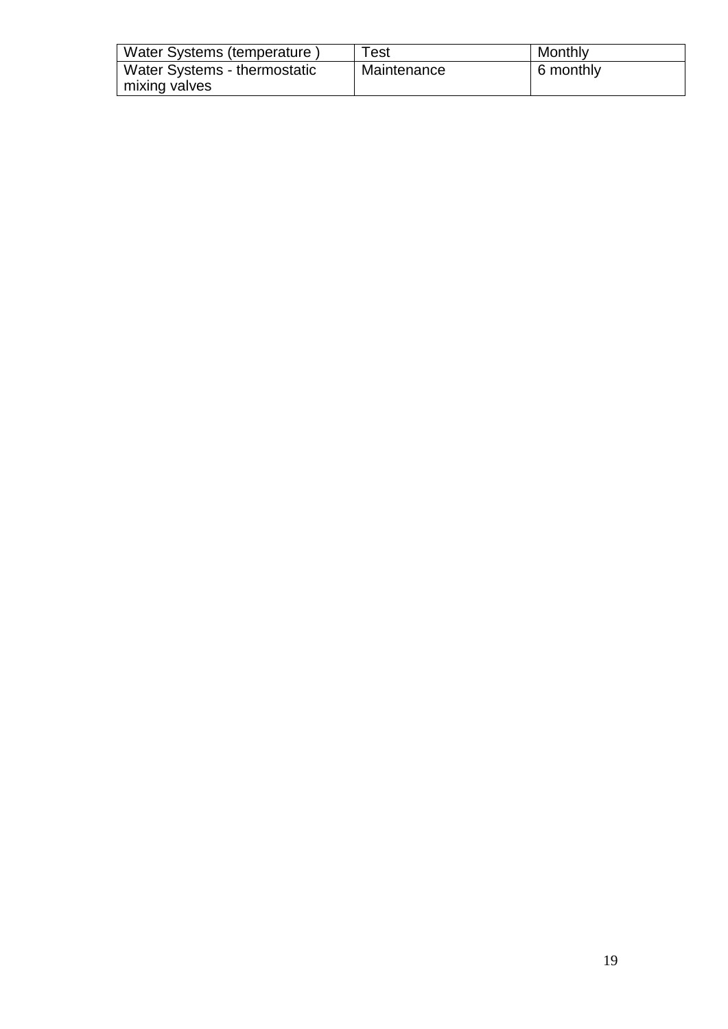| | | |
|---|---|---|
| Water Systems (temperature ) | Test | Monthly |
| Water Systems - thermostatic mixing valves | Maintenance | 6 monthly |